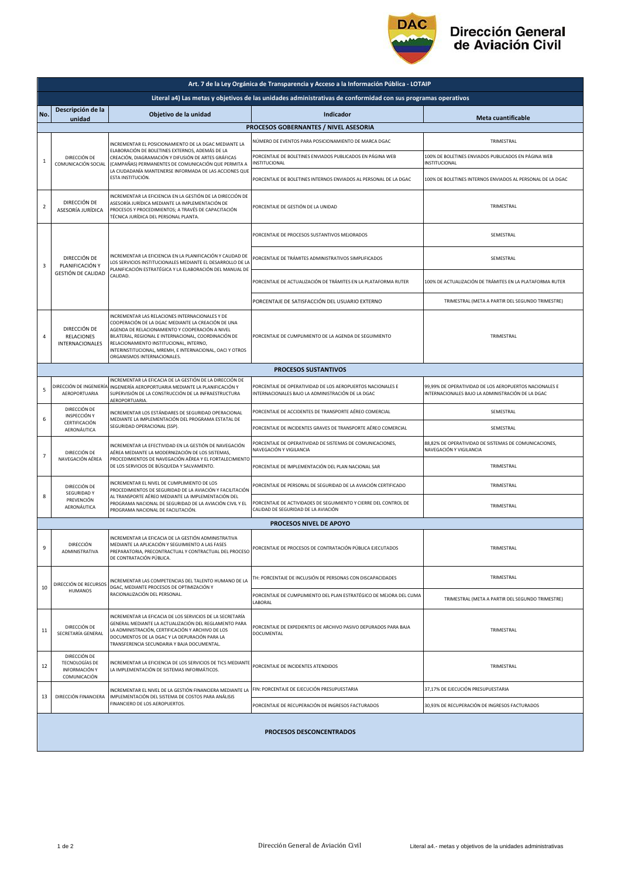# Dirección General de Aviación Civil

| Art. 7 de la Ley Orgánica de Transparencia y Acceso a la Información Pública - LOTAIP | | | | |
|---|---|---|---|---|
| **Literal a4) Las metas y objetivos de las unidades administrativas de conformidad con sus programas operativos** | | | | |
| **No.** | **Descripción de la unidad** | **Objetivo de la unidad** | **Indicador** | **Meta cuantificable** |
| **PROCESOS GOBERNANTES / NIVEL ASESORIA** | | | | |
| 1 | DIRECCIÓN DE COMUNICACIÓN SOCIAL | INCREMENTAR EL POSICIONAMIENTO DE LA DGAC MEDIANTE LA ELABORACIÓN DE BOLETINES EXTERNOS, ADEMÁS DE LA CREACIÓN, DIAGRAMACIÓN Y DIFUSIÓN DE ARTES GRÁFICAS (CAMPAÑAS) PERMANENTES DE COMUNICACIÓN QUE PERMITA A LA CIUDADANÍA MANTENERSE INFORMADA DE LAS ACCIONES QUE ESTA INSTITUCIÓN. | NÚMERO DE EVENTOS PARA POSICIONAMIENTO DE MARCA DGAC | TRIMESTRAL |
| | | | PORCENTAJE DE BOLETINES ENVIADOS PUBLICADOS EN PÁGINA WEB INSTITUCIONAL | 100% DE BOLETINES ENVIADOS PUBLICADOS EN PÁGINA WEB INSTITUCIONAL |
| | | | PORCENTAJE DE BOLETINES INTERNOS ENVIADOS AL PERSONAL DE LA DGAC | 100% DE BOLETINES INTERNOS ENVIADOS AL PERSONAL DE LA DGAC |
| 2 | DIRECCIÓN DE ASESORÍA JURÍDICA | INCREMENTAR LA EFICIENCIA EN LA GESTIÓN DE LA DIRECCIÓN DE ASESORÍA JURÍDICA MEDIANTE LA IMPLEMENTACIÓN DE PROCESOS Y PROCEDIMIENTOS; A TRAVÉS DE CAPACITACIÓN TÉCNICA JURÍDICA DEL PERSONAL PLANTA. | PORCENTAJE DE GESTIÓN DE LA UNIDAD | TRIMESTRAL |
| 3 | DIRECCIÓN DE PLANIFICACIÓN Y GESTIÓN DE CALIDAD | INCREMENTAR LA EFICIENCIA EN LA PLANIFICACIÓN Y CALIDAD DE LOS SERVICIOS INSTITUCIONALES MEDIANTE EL DESARROLLO DE LA PLANIFICACIÓN ESTRATÉGICA Y LA ELABORACIÓN DEL MANUAL DE CALIDAD. | PORCENTAJE DE PROCESOS SUSTANTIVOS MEJORADOS | SEMESTRAL |
| | | | PORCENTAJE DE TRÁMITES ADMINISTRATIVOS SIMPLIFICADOS | SEMESTRAL |
| | | | PORCENTAJE DE ACTUALIZACIÓN DE TRÁMITES EN LA PLATAFORMA RUTER | 100% DE ACTUALIZACIÓN DE TRÁMITES EN LA PLATAFORMA RUTER |
| | | | PORCENTAJE DE SATISFACCIÓN DEL USUARIO EXTERNO | TRIMESTRAL (META A PARTIR DEL SEGUNDO TRIMESTRE) |
| 4 | DIRECCIÓN DE RELACIONES INTERNACIONALES | INCREMENTAR LAS RELACIONES INTERNACIONALES Y DE COOPERACIÓN DE LA DGAC MEDIANTE LA CREACIÓN DE UNA AGENDA DE RELACIONAMIENTO Y COOPERACIÓN A NIVEL BILATERAL, REGIONAL E INTERNACIONAL, COORDINACIÓN DE RELACIONAMIENTO INSTITUCIONAL, INTERNO, INTERINSTITUCIONAL, MREMH, E INTERNACIONAL, OACI Y OTROS ORGANISMOS INTERNACIONALES. | PORCENTAJE DE CUMPLIMIENTO DE LA AGENDA DE SEGUIMIENTO | TRIMESTRAL |
| **PROCESOS SUSTANTIVOS** | | | | |
| 5 | DIRECCIÓN DE INGENIERÍA AEROPORTUARIA | INCREMENTAR LA EFICACIA DE LA GESTIÓN DE LA DIRECCIÓN DE INGENIERÍA AEROPORTUARIA MEDIANTE LA PLANIFICACIÓN Y SUPERVISIÓN DE LA CONSTRUCCIÓN DE LA INFRAESTRUCTURA AEROPORTUARIA. | PORCENTAJE DE OPERATIVIDAD DE LOS AEROPUERTOS NACIONALES E INTERNACIONALES BAJO LA ADMINISTRACIÓN DE LA DGAC | 99,99% DE OPERATIVIDAD DE LOS AEROPUERTOS NACIONALES E INTERNACIONALES BAJO LA ADMINISTRACIÓN DE LA DGAC |
| 6 | DIRECCIÓN DE INSPECCIÓN Y CERTIFICACIÓN AERONÁUTICA | INCREMENTAR LOS ESTÁNDARES DE SEGURIDAD OPERACIONAL MEDIANTE LA IMPLEMENTACIÓN DEL PROGRAMA ESTATAL DE SEGURIDAD OPERACIONAL (SSP). | PORCENTAJE DE ACCIDENTES DE TRANSPORTE AÉREO COMERCIAL | SEMESTRAL |
| | | | PORCENTAJE DE INCIDENTES GRAVES DE TRANSPORTE AÉREO COMERCIAL | SEMESTRAL |
| 7 | DIRECCIÓN DE NAVEGACIÓN AÉREA | INCREMENTAR LA EFECTIVIDAD EN LA GESTIÓN DE NAVEGACIÓN AÉREA MEDIANTE LA MODERNIZACIÓN DE LOS SISTEMAS, PROCEDIMIENTOS DE NAVEGACIÓN AÉREA Y EL FORTALECIMIENTO DE LOS SERVICIOS DE BÚSQUEDA Y SALVAMENTO. | PORCENTAJE DE OPERATIVIDAD DE SISTEMAS DE COMUNICACIONES, NAVEGACIÓN Y VIGILANCIA | 88,82% DE OPERATIVIDAD DE SISTEMAS DE COMUNICACIONES, NAVEGACIÓN Y VIGILANCIA |
| | | | PORCENTAJE DE IMPLEMENTACIÓN DEL PLAN NACIONAL SAR | TRIMESTRAL |
| 8 | DIRECCIÓN DE SEGURIDAD Y PREVENCIÓN AERONÁUTICA | INCREMENTAR EL NIVEL DE CUMPLIMIENTO DE LOS PROCEDIMIENTOS DE SEGURIDAD DE LA AVIACIÓN Y FACILITACIÓN AL TRANSPORTE AÉREO MEDIANTE LA IMPLEMENTACIÓN DEL PROGRAMA NACIONAL DE SEGURIDAD DE LA AVIACIÓN CIVIL Y EL PROGRAMA NACIONAL DE FACILITACIÓN. | PORCENTAJE DE PERSONAL DE SEGURIDAD DE LA AVIACIÓN CERTIFICADO | TRIMESTRAL |
| | | | PORCENTAJE DE ACTIVIDADES DE SEGUIMIENTO Y CIERRE DEL CONTROL DE CALIDAD DE SEGURIDAD DE LA AVIACIÓN | TRIMESTRAL |
| **PROCESOS NIVEL DE APOYO** | | | | |
| 9 | DIRECCIÓN ADMINISTRATIVA | INCREMENTAR LA EFICACIA DE LA GESTIÓN ADMINISTRATIVA MEDIANTE LA APLICACIÓN Y SEGUIMIENTO A LAS FASES PREPARATORIA, PRECONTRACTUAL Y CONTRACTUAL DEL PROCESO DE CONTRATACIÓN PÚBLICA. | PORCENTAJE DE PROCESOS DE CONTRATACIÓN PÚBLICA EJECUTADOS | TRIMESTRAL |
| 10 | DIRECCIÓN DE RECURSOS HUMANOS | INCREMENTAR LAS COMPETENCIAS DEL TALENTO HUMANO DE LA DGAC, MEDIANTE PROCESOS DE OPTIMIZACIÓN Y RACIONALIZACIÓN DEL PERSONAL. | TH: PORCENTAJE DE INCLUSIÓN DE PERSONAS CON DISCAPACIDADES | TRIMESTRAL |
| | | | PORCENTAJE DE CUMPLIMIENTO DEL PLAN ESTRATÉGICO DE MEJORA DEL CLIMA LABORAL | TRIMESTRAL (META A PARTIR DEL SEGUNDO TRIMESTRE) |
| 11 | DIRECCIÓN DE SECRETARÍA GENERAL | INCREMENTAR LA EFICACIA DE LOS SERVICIOS DE LA SECRETARÍA GENERAL MEDIANTE LA ACTUALIZACIÓN DEL REGLAMENTO PARA LA ADMINISTRACIÓN, CERTIFICACIÓN Y ARCHIVO DE LOS DOCUMENTOS DE LA DGAC Y LA DEPURACIÓN PARA LA TRANSFERENCIA SECUNDARIA Y BAJA DOCUMENTAL. | PORCENTAJE DE EXPEDIENTES DE ARCHIVO PASIVO DEPURADOS PARA BAJA DOCUMENTAL | TRIMESTRAL |
| 12 | DIRECCIÓN DE TECNOLOGÍAS DE INFORMACIÓN Y COMUNICACIÓN | INCREMENTAR LA EFICIENCIA DE LOS SERVICIOS DE TICS MEDIANTE LA IMPLEMENTACIÓN DE SISTEMAS INFORMÁTICOS. | PORCENTAJE DE INCIDENTES ATENDIDOS | TRIMESTRAL |
| 13 | DIRECCIÓN FINANCIERA | INCREMENTAR EL NIVEL DE LA GESTIÓN FINANCIERA MEDIANTE LA IMPLEMENTACIÓN DEL SISTEMA DE COSTOS PARA ANÁLISIS FINANCIERO DE LOS AEROPUERTOS. | FIN: PORCENTAJE DE EJECUCIÓN PRESUPUESTARIA | 37,17% DE EJECUCIÓN PRESUPUESTARIA |
| | | | PORCENTAJE DE RECUPERACIÓN DE INGRESOS FACTURADOS | 30,93% DE RECUPERACIÓN DE INGRESOS FACTURADOS |
| **PROCESOS DESCONCENTRADOS** | | | | |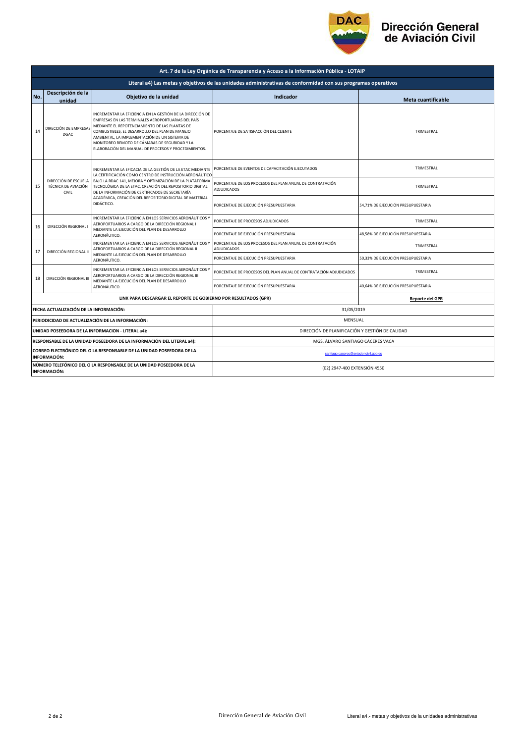**Dirección General de Aviación Civil**

| Art. 7 de la Ley Orgánica de Transparencia y Acceso a la Información Pública - LOTAIP | | | | |
|---|---|---|---|---|
| Literal a4) Las metas y objetivos de las unidades administrativas de conformidad con sus programas operativos | | | | |
| **No.** | **Descripción de la unidad** | **Objetivo de la unidad** | **Indicador** | **Meta cuantificable** |
| 14 | DIRECCIÓN DE EMPRESAS DGAC | INCREMENTAR LA EFICIENCIA EN LA GESTIÓN DE LA DIRECCIÓN DE EMPRESAS EN LAS TERMINALES AEROPORTUARIAS DEL PAÍS MEDIANTE EL REPOTENCIAMIENTO DE LAS PLANTAS DE COMBUSTIBLES, EL DESARROLLO DEL PLAN DE MANEJO AMBIENTAL, LA IMPLEMENTACIÓN DE UN SISTEMA DE MONITOREO REMOTO DE CÁMARAS DE SEGURIDAD Y LA ELABORACIÓN DEL MANUAL DE PROCESOS Y PROCEDIMIENTOS. | PORCENTAJE DE SATISFACCIÓN DEL CLIENTE | TRIMESTRAL |
| 15 | DIRECCIÓN DE ESCUELA TÉCNICA DE AVIACIÓN CIVIL | INCREMENTAR LA EFICACIA DE LA GESTIÓN DE LA ETAC MEDIANTE LA CERTIFICACIÓN COMO CENTRO DE INSTRUCCIÓN AERONÁUTICO BAJO LA RDAC 141, MEJORA Y OPTIMIZACIÓN DE LA PLATAFORMA TECNOLÓGICA DE LA ETAC, CREACIÓN DEL REPOSITORIO DIGITAL DE LA INFORMACIÓN DE CERTIFICADOS DE SECRETARÍA ACADÉMICA, CREACIÓN DEL REPOSITORIO DIGITAL DE MATERIAL DIDÁCTICO. | PORCENTAJE DE EVENTOS DE CAPACITACIÓN EJECUTADOS | TRIMESTRAL |
| | | | PORCENTAJE DE LOS PROCESOS DEL PLAN ANUAL DE CONTRATACIÓN ADJUDICADOS | TRIMESTRAL |
| | | | PORCENTAJE DE EJECUCIÓN PRESUPUESTARIA | 54,71% DE EJECUCIÓN PRESUPUESTARIA |
| 16 | DIRECCIÓN REGIONAL I | INCREMENTAR LA EFICIENCIA EN LOS SERVICIOS AERONÁUTICOS Y AEROPORTUARIOS A CARGO DE LA DIRECCIÓN REGIONAL I MEDIANTE LA EJECUCIÓN DEL PLAN DE DESARROLLO AERONÁUTICO. | PORCENTAJE DE PROCESOS ADJUDICADOS | TRIMESTRAL |
| | | | PORCENTAJE DE EJECUCIÓN PRESUPUESTARIA | 48,58% DE EJECUCIÓN PRESUPUESTARIA |
| 17 | DIRECCIÓN REGIONAL II | INCREMENTAR LA EFICIENCIA EN LOS SERVICIOS AERONÁUTICOS Y AEROPORTUARIOS A CARGO DE LA DIRECCIÓN REGIONAL II MEDIANTE LA EJECUCIÓN DEL PLAN DE DESARROLLO AERONÁUTICO. | PORCENTAJE DE LOS PROCESOS DEL PLAN ANUAL DE CONTRATACIÓN ADJUDICADOS | TRIMESTRAL |
| | | | PORCENTAJE DE EJECUCIÓN PRESUPUESTARIA | 50,33% DE EJECUCIÓN PRESUPUESTARIA |
| 18 | DIRECCIÓN REGIONAL III | INCREMENTAR LA EFICIENCIA EN LOS SERVICIOS AERONÁUTICOS Y AEROPORTUARIOS A CARGO DE LA DIRECCIÓN REGIONAL III MEDIANTE LA EJECUCIÓN DEL PLAN DE DESARROLLO AERONÁUTICO. | PORCENTAJE DE PROCESOS DEL PLAN ANUAL DE CONTRATACIÓN ADJUDICADOS | TRIMESTRAL |
| | | | PORCENTAJE DE EJECUCIÓN PRESUPUESTARIA | 40,64% DE EJECUCIÓN PRESUPUESTARIA |
| LINK PARA DESCARGAR EL REPORTE DE GOBIERNO POR RESULTADOS (GPR) | | | | **Reporte del GPR** |

| | |
|---|---|
| **FECHA ACTUALIZACIÓN DE LA INFORMACIÓN:** | 31/05/2019 |
| **PERIODICIDAD DE ACTUALIZACIÓN DE LA INFORMACIÓN:** | MENSUAL |
| **UNIDAD POSEEDORA DE LA INFORMACION - LITERAL a4):** | DIRECCIÓN DE PLANIFICACIÓN Y GESTIÓN DE CALIDAD |
| **RESPONSABLE DE LA UNIDAD POSEEDORA DE LA INFORMACIÓN DEL LITERAL a4):** | MGS. ÁLVARO SANTIAGO CÁCERES VACA |
| **CORREO ELECTRÓNICO DEL O LA RESPONSABLE DE LA UNIDAD POSEEDORA DE LA INFORMACIÓN:** | santiago.caceres@aviacioncivil.gob.ec |
| **NÚMERO TELEFÓNICO DEL O LA RESPONSABLE DE LA UNIDAD POSEEDORA DE LA INFORMACIÓN:** | (02) 2947-400 EXTENSIÓN 4550 |